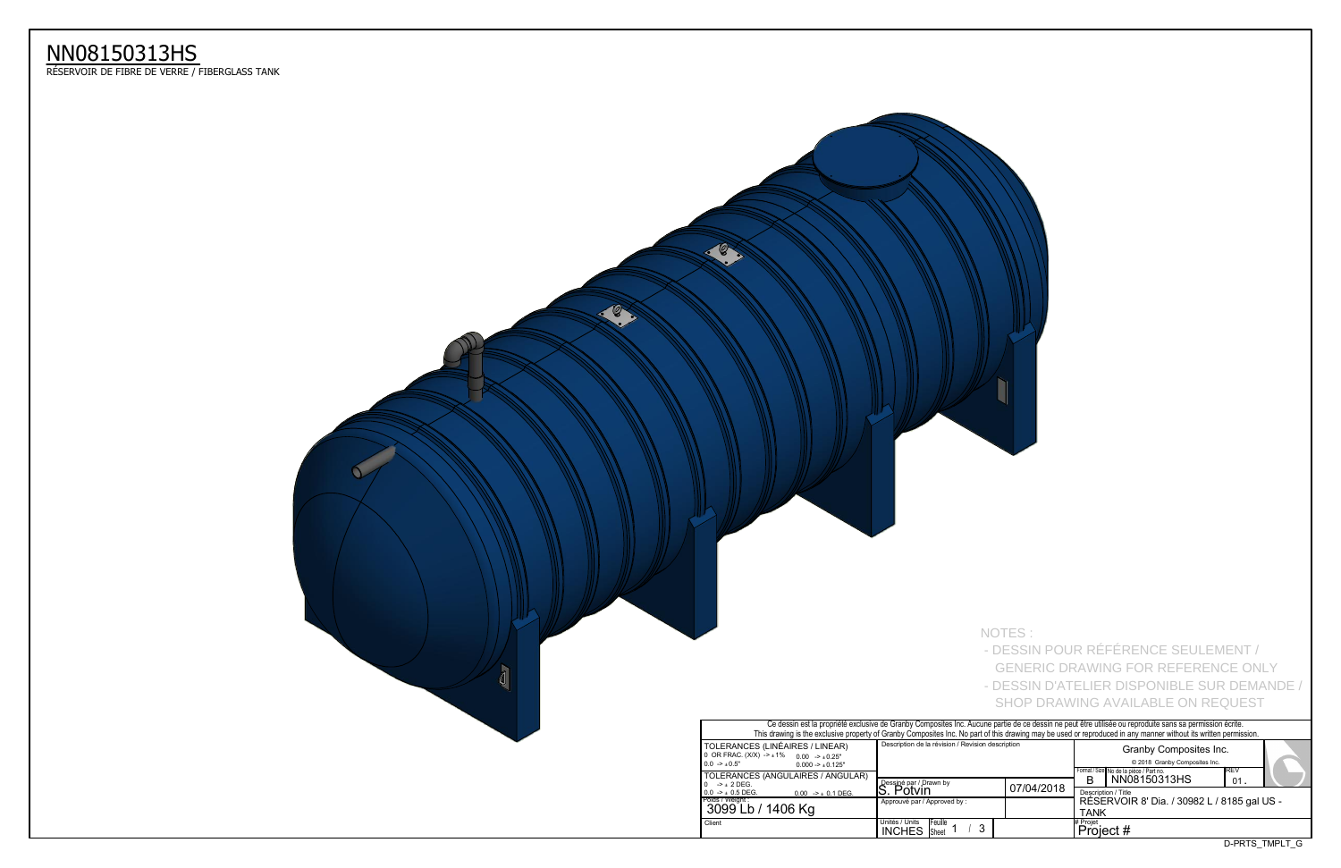# NN08150313HS

RÉSERVOIR DE FIBRE DE VERRE / FIBERGLASS TANK

NOTES :

- DESSIN POUR RÉFÉRENCE SEULEMENT / GENERIC DRAWING FOR REFERENCE ONLY
- DESSIN D'ATELIER DISPONIBLE SUR DEMANDE / SHOP DRAWING AVAILABLE ON REQUEST

Ce dessin est la propriété exclusive de Granby Composites Inc. Aucune partie de ce dessin ne peut être utilisée ou reproduite sans sa permission écrite.
This drawing is the exclusive property of Granby Composites Inc. No part of this drawing may be used or reproduced in any manner without its written permission.

| | | | |
|---|---|---|---|
| TOLERANCES (LINÉAIRES / LINEAR)<br>0 OR FRAC. (X/X) -> ± 1%  0.00 -> ± 0.25"<br>0.0 -> ± 0.5"  0.000 -> ± 0.125" | Description de la révision / Revision description | | Granby Composites Inc.<br>© 2018 Granby Composites Inc. |
| TOLERANCES (ANGULAIRES / ANGULAR)<br>0 -> ± 2 DEG.<br>0.0 -> ± 0.5 DEG.  0.00 -> ± 0.1 DEG. | Dessiné par / Drawn by<br>S. Potvin | 07/04/2018 | Format / Size: B<br>No de la pièce / Part no.: NN08150313HS<br>REV: 01. |
| Poids / Weight:<br>3099 Lb / 1406 Kg | Approuvé par / Approved by : | | Description / Title<br>RÉSERVOIR 8' Dia. / 30982 L / 8185 gal US - TANK |
| Client | Unités / Units: INCHES<br>Feuille / Sheet: 1 / 3 | | # Projet<br>Project # |

D-PRTS_TMPLT_G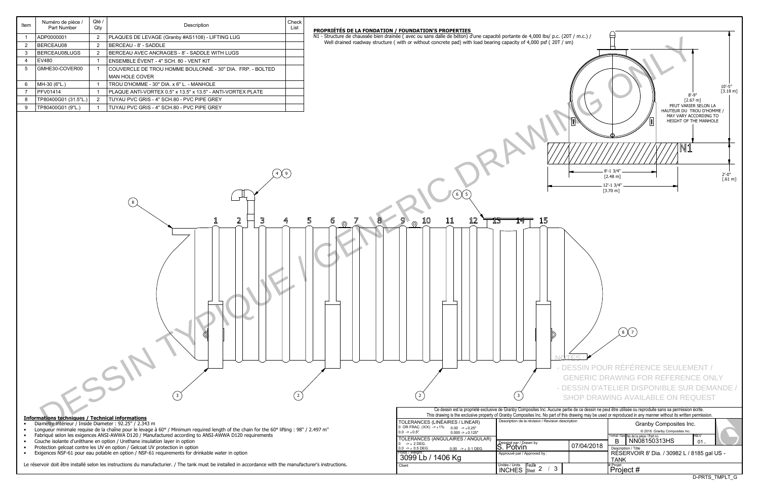| Item | Numéro de pièce / Part Number | Qté / Qty | Description | Check List |
|---|---|---|---|---|
| 1 | ADP0000001 | 2 | PLAQUES DE LEVAGE (Granby #AS1108) - LIFTING LUG | |
| 2 | BERCEAU08 | 2 | BERCEAU - 8' - SADDLE | |
| 3 | BERCEAU08LUGS | 2 | BERCEAU AVEC ANCRAGES - 8' - SADDLE WITH LUGS | |
| 4 | EV480 | 1 | ENSEMBLE ÉVENT - 4" SCH. 80 - VENT KIT | |
| 5 | GMHE30-COVER00 | 1 | COUVERCLE DE TROU HOMME BOULONNÉ - 30" DIA. FRP. - BOLTED MAN HOLE COVER | |
| 6 | MH-30 (6"L.) | 1 | TROU D'HOMME - 30" DIA. x 6" L. - MANHOLE | |
| 7 | PFV01414 | 1 | PLAQUE ANTI-VORTEX 0.5" x 13.5" x 13.5" - ANTI-VORTEX PLATE | |
| 8 | TP80400G01 (31.5"L.) | 2 | TUYAU PVC GRIS - 4" SCH.80 - PVC PIPE GREY | |
| 9 | TP80400G01 (9"L.) | 1 | TUYAU PVC GRIS - 4" SCH.80 - PVC PIPE GREY | |

**PROPRIÉTÉS DE LA FONDATION / FOUNDATION'S PROPERTIES**

N1 - Structure de chaussée bien drainée ( avec ou sans dalle de béton) d'une capacité portante de 4,000 lbs/ p.c. (20T / m.c.) / Well drained roadway structure ( with or without concrete pad) with load bearing capacity of 4,000 psf ( 20T / sm)

8'-9" [2.67 m] PEUT VARIER SELON LA HAUTEUR DU TROU D'HOMME / MAY VARY ACCORDING TO HEIGHT OF THE MANHOLE

10'-5" [3.18 m]

2'-0" [.61 m]

8'-1 3/4" [2.48 m]

12'-1 3/4" [3.70 m]

N1

1 2 3 4 5 6 7 8 9 10 11 12 13 14 15

DESSIN TYPIQUE / GENERIC DRAWING ONLY

NOTES :
- DESSIN POUR RÉFÉRENCE SEULEMENT / GENERIC DRAWING FOR REFERENCE ONLY
- DESSIN D'ATELIER DISPONIBLE SUR DEMANDE / SHOP DRAWING AVAILABLE ON REQUEST

**Informations techniques / Technical informations**

- Diamètre intérieur / Inside Diameter : 92.25" / 2.343 m
- Longueur minimale requise de la chaîne pour le levage à 60° / Minimum required length of the chain for the 60° lifting : 98" / 2.497 m"
- Fabriqué selon les exigences ANSI-AWWA D120 / Manufactured according to ANSI-AWWA D120 requirements
- Couche isolante d'uréthane en option / Urethane insulation layer in option
- Protection gelcoat contre les UV en option / Gelcoat UV protection in option
- Exigences NSF-61 pour eau potable en option / NSF-61 requirements for drinkable water in option

Le réservoir doit être installé selon les instructions du manufacturier. / The tank must be installed in accordance with the manufacturer's instructions.

Ce dessin est la propriété exclusive de Granby Composites Inc. Aucune partie de ce dessin ne peut être utilisée ou reproduite sans sa permission écrite. This drawing is the exclusive property of Granby Composites Inc. No part of this drawing may be used or reproduced in any manner without its written permission.

| TOLERANCES (LINÉAIRES / LINEAR) | Description de la révision / Revision description | | Granby Composites Inc. © 2018 Granby Composites Inc. |
|---|---|---|---|
| 0 OR FRAC. (X/X) -> ± 1% ; 0.00 -> ± 0.25" ; 0.0 -> ± 0.5" ; 0.000 -> ± 0.125" | | | Format / Size: B — No de la pièce / Part no.: NN08150313HS — REV: 01 |
| TOLERANCES (ANGULAIRES / ANGULAR) 0 -> ± 2 DEG. ; 0.0 -> ± 0.5 DEG. ; 0.00 -> ± 0.1 DEG. | Dessiné par / Drawn by: S. Potvin | 07/04/2018 | Description / Title: RÉSERVOIR 8' Dia. / 30982 L / 8185 gal US - TANK |
| Poids / Weight: 3099 Lb / 1406 Kg | Approuvé par / Approved by : | | |
| Client | Unités / Units: INCHES — Feuille / Sheet: 2 / 3 | | # Projet: Project # |

D-PRTS_TMPLT_G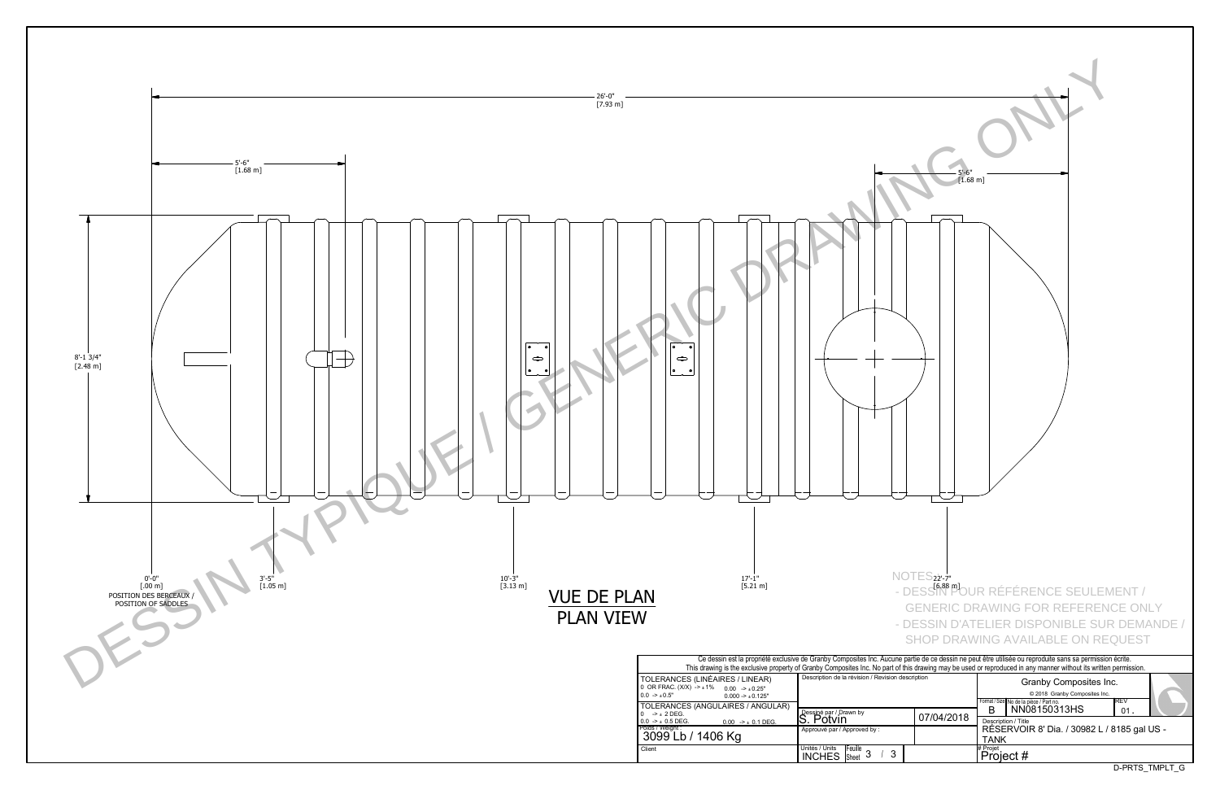DESSIN TYPIQUE / GENERIC DRAWING ONLY

26'-0" [7.93 m]

5'-6" [1.68 m]

5'-6" [1.68 m]

8'-1 3/4" [2.48 m]

0'-0" [.00 m] POSITION DES BERCEAUX / POSITION OF SADDLES

3'-5" [1.05 m]

10'-3" [3.13 m]

17'-1" [5.21 m]

22'-7" [6.88 m]

## VUE DE PLAN
## PLAN VIEW

NOTES:

- DESSIN POUR RÉFÉRENCE SEULEMENT / GENERIC DRAWING FOR REFERENCE ONLY
- DESSIN D'ATELIER DISPONIBLE SUR DEMANDE / SHOP DRAWING AVAILABLE ON REQUEST

Ce dessin est la propriété exclusive de Granby Composites Inc. Aucune partie de ce dessin ne peut être utilisée ou reproduite sans sa permission écrite.
This drawing is the exclusive property of Granby Composites Inc. No part of this drawing may be used or reproduced in any manner without its written permission.

| | | | |
|---|---|---|---|
| TOLERANCES (LINÉAIRES / LINEAR) 0 OR FRAC. (X/X) -> ± 1% 0.00 -> ± 0.25" 0.0 -> ± 0.5" 0.000 -> ± 0.125" | Description de la révision / Revision description | | Granby Composites Inc. © 2018 Granby Composites Inc. |
| TOLERANCES (ANGULAIRES / ANGULAR) 0 -> ± 2 DEG. 0.0 -> ± 0.5 DEG. 0.00 -> ± 0.1 DEG. | Dessiné par / Drawn by S. Potvin | 07/04/2018 | Format / Size: B — No de la pièce / Part no.: NN08150313HS — REV: 01. |
| Poids / Weight: 3099 Lb / 1406 Kg | Approuvé par / Approved by : | | Description / Title: RÉSERVOIR 8' Dia. / 30982 L / 8185 gal US - TANK |
| Client | Unités / Units: INCHES — Feuille / Sheet: 3 / 3 | | # Projet: Project # |

D-PRTS_TMPLT_G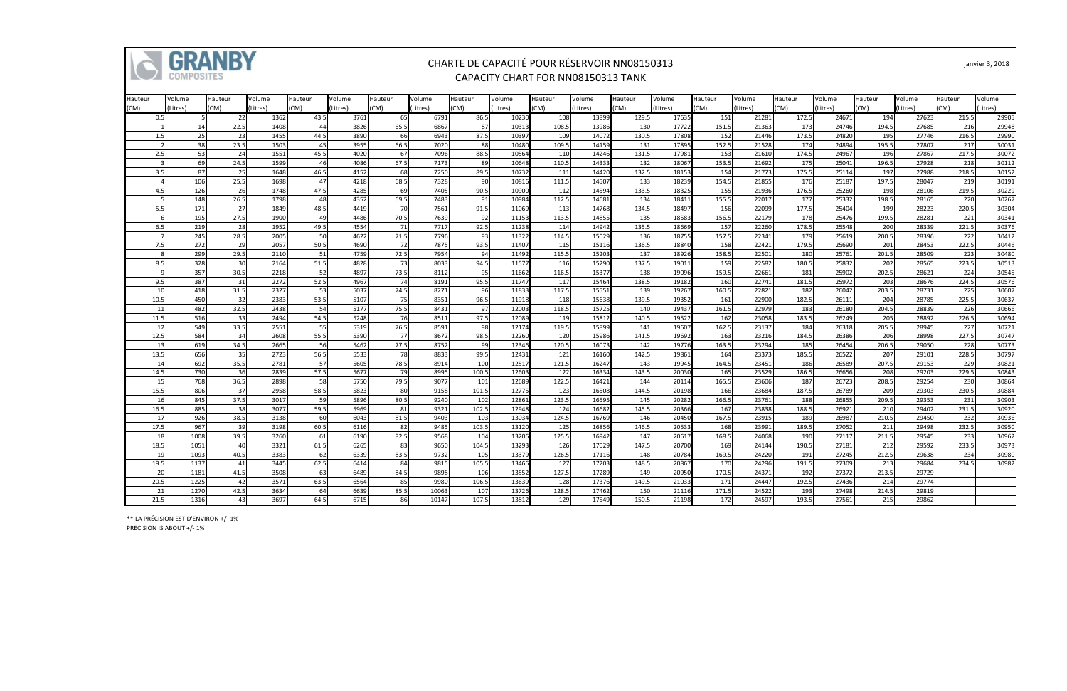GRANBY COMPOSITES

# CHARTE DE CAPACITÉ POUR RÉSERVOIR NN08150313
## CAPACITY CHART FOR NN08150313 TANK

janvier 3, 2018

| Hauteur (CM) | Volume (Litres) | Hauteur (CM) | Volume (Litres) | Hauteur (CM) | Volume (Litres) | Hauteur (CM) | Volume (Litres) | Hauteur (CM) | Volume (Litres) | Hauteur (CM) | Volume (Litres) | Hauteur (CM) | Volume (Litres) | Hauteur (CM) | Volume (Litres) | Hauteur (CM) | Volume (Litres) | Hauteur (CM) | Volume (Litres) | Hauteur (CM) | Volume (Litres) |
|---|---|---|---|---|---|---|---|---|---|---|---|---|---|---|---|---|---|---|---|---|---|
| 0.5 | 5 | 22 | 1362 | 43.5 | 3761 | 65 | 6791 | 86.5 | 10230 | 108 | 13899 | 129.5 | 17635 | 151 | 21281 | 172.5 | 24671 | 194 | 27623 | 215.5 | 29905 |
| 1 | 14 | 22.5 | 1408 | 44 | 3826 | 65.5 | 6867 | 87 | 10313 | 108.5 | 13986 | 130 | 17722 | 151.5 | 21363 | 173 | 24746 | 194.5 | 27685 | 216 | 29948 |
| 1.5 | 25 | 23 | 1455 | 44.5 | 3890 | 66 | 6943 | 87.5 | 10397 | 109 | 14072 | 130.5 | 17808 | 152 | 21446 | 173.5 | 24820 | 195 | 27746 | 216.5 | 29990 |
| 2 | 38 | 23.5 | 1503 | 45 | 3955 | 66.5 | 7020 | 88 | 10480 | 109.5 | 14159 | 131 | 17895 | 152.5 | 21528 | 174 | 24894 | 195.5 | 27807 | 217 | 30031 |
| 2.5 | 53 | 24 | 1551 | 45.5 | 4020 | 67 | 7096 | 88.5 | 10564 | 110 | 14246 | 131.5 | 17981 | 153 | 21610 | 174.5 | 24967 | 196 | 27867 | 217.5 | 30072 |
| 3 | 69 | 24.5 | 1599 | 46 | 4086 | 67.5 | 7173 | 89 | 10648 | 110.5 | 14333 | 132 | 18067 | 153.5 | 21692 | 175 | 25041 | 196.5 | 27928 | 218 | 30112 |
| 3.5 | 87 | 25 | 1648 | 46.5 | 4152 | 68 | 7250 | 89.5 | 10732 | 111 | 14420 | 132.5 | 18153 | 154 | 21773 | 175.5 | 25114 | 197 | 27988 | 218.5 | 30152 |
| 4 | 106 | 25.5 | 1698 | 47 | 4218 | 68.5 | 7328 | 90 | 10816 | 111.5 | 14507 | 133 | 18239 | 154.5 | 21855 | 176 | 25187 | 197.5 | 28047 | 219 | 30191 |
| 4.5 | 126 | 26 | 1748 | 47.5 | 4285 | 69 | 7405 | 90.5 | 10900 | 112 | 14594 | 133.5 | 18325 | 155 | 21936 | 176.5 | 25260 | 198 | 28106 | 219.5 | 30229 |
| 5 | 148 | 26.5 | 1798 | 48 | 4352 | 69.5 | 7483 | 91 | 10984 | 112.5 | 14681 | 134 | 18411 | 155.5 | 22017 | 177 | 25332 | 198.5 | 28165 | 220 | 30267 |
| 5.5 | 171 | 27 | 1849 | 48.5 | 4419 | 70 | 7561 | 91.5 | 11069 | 113 | 14768 | 134.5 | 18497 | 156 | 22099 | 177.5 | 25404 | 199 | 28223 | 220.5 | 30304 |
| 6 | 195 | 27.5 | 1900 | 49 | 4486 | 70.5 | 7639 | 92 | 11153 | 113.5 | 14855 | 135 | 18583 | 156.5 | 22179 | 178 | 25476 | 199.5 | 28281 | 221 | 30341 |
| 6.5 | 219 | 28 | 1952 | 49.5 | 4554 | 71 | 7717 | 92.5 | 11238 | 114 | 14942 | 135.5 | 18669 | 157 | 22260 | 178.5 | 25548 | 200 | 28339 | 221.5 | 30376 |
| 7 | 245 | 28.5 | 2005 | 50 | 4622 | 71.5 | 7796 | 93 | 11322 | 114.5 | 15029 | 136 | 18755 | 157.5 | 22341 | 179 | 25619 | 200.5 | 28396 | 222 | 30412 |
| 7.5 | 272 | 29 | 2057 | 50.5 | 4690 | 72 | 7875 | 93.5 | 11407 | 115 | 15116 | 136.5 | 18840 | 158 | 22421 | 179.5 | 25690 | 201 | 28453 | 222.5 | 30446 |
| 8 | 299 | 29.5 | 2110 | 51 | 4759 | 72.5 | 7954 | 94 | 11492 | 115.5 | 15203 | 137 | 18926 | 158.5 | 22501 | 180 | 25761 | 201.5 | 28509 | 223 | 30480 |
| 8.5 | 328 | 30 | 2164 | 51.5 | 4828 | 73 | 8033 | 94.5 | 11577 | 116 | 15290 | 137.5 | 19011 | 159 | 22582 | 180.5 | 25832 | 202 | 28565 | 223.5 | 30513 |
| 9 | 357 | 30.5 | 2218 | 52 | 4897 | 73.5 | 8112 | 95 | 11662 | 116.5 | 15377 | 138 | 19096 | 159.5 | 22661 | 181 | 25902 | 202.5 | 28621 | 224 | 30545 |
| 9.5 | 387 | 31 | 2272 | 52.5 | 4967 | 74 | 8191 | 95.5 | 11747 | 117 | 15464 | 138.5 | 19182 | 160 | 22741 | 181.5 | 25972 | 203 | 28676 | 224.5 | 30576 |
| 10 | 418 | 31.5 | 2327 | 53 | 5037 | 74.5 | 8271 | 96 | 11833 | 117.5 | 15551 | 139 | 19267 | 160.5 | 22821 | 182 | 26042 | 203.5 | 28731 | 225 | 30607 |
| 10.5 | 450 | 32 | 2383 | 53.5 | 5107 | 75 | 8351 | 96.5 | 11918 | 118 | 15638 | 139.5 | 19352 | 161 | 22900 | 182.5 | 26111 | 204 | 28785 | 225.5 | 30637 |
| 11 | 482 | 32.5 | 2438 | 54 | 5177 | 75.5 | 8431 | 97 | 12003 | 118.5 | 15725 | 140 | 19437 | 161.5 | 22979 | 183 | 26180 | 204.5 | 28839 | 226 | 30666 |
| 11.5 | 516 | 33 | 2494 | 54.5 | 5248 | 76 | 8511 | 97.5 | 12089 | 119 | 15812 | 140.5 | 19522 | 162 | 23058 | 183.5 | 26249 | 205 | 28892 | 226.5 | 30694 |
| 12 | 549 | 33.5 | 2551 | 55 | 5319 | 76.5 | 8591 | 98 | 12174 | 119.5 | 15899 | 141 | 19607 | 162.5 | 23137 | 184 | 26318 | 205.5 | 28945 | 227 | 30721 |
| 12.5 | 584 | 34 | 2608 | 55.5 | 5390 | 77 | 8672 | 98.5 | 12260 | 120 | 15986 | 141.5 | 19692 | 163 | 23216 | 184.5 | 26386 | 206 | 28998 | 227.5 | 30747 |
| 13 | 619 | 34.5 | 2665 | 56 | 5462 | 77.5 | 8752 | 99 | 12346 | 120.5 | 16073 | 142 | 19776 | 163.5 | 23294 | 185 | 26454 | 206.5 | 29050 | 228 | 30773 |
| 13.5 | 656 | 35 | 2723 | 56.5 | 5533 | 78 | 8833 | 99.5 | 12431 | 121 | 16160 | 142.5 | 19861 | 164 | 23373 | 185.5 | 26522 | 207 | 29101 | 228.5 | 30797 |
| 14 | 692 | 35.5 | 2781 | 57 | 5605 | 78.5 | 8914 | 100 | 12517 | 121.5 | 16247 | 143 | 19945 | 164.5 | 23451 | 186 | 26589 | 207.5 | 29153 | 229 | 30821 |
| 14.5 | 730 | 36 | 2839 | 57.5 | 5677 | 79 | 8995 | 100.5 | 12603 | 122 | 16334 | 143.5 | 20030 | 165 | 23529 | 186.5 | 26656 | 208 | 29203 | 229.5 | 30843 |
| 15 | 768 | 36.5 | 2898 | 58 | 5750 | 79.5 | 9077 | 101 | 12689 | 122.5 | 16421 | 144 | 20114 | 165.5 | 23606 | 187 | 26723 | 208.5 | 29254 | 230 | 30864 |
| 15.5 | 806 | 37 | 2958 | 58.5 | 5823 | 80 | 9158 | 101.5 | 12775 | 123 | 16508 | 144.5 | 20198 | 166 | 23684 | 187.5 | 26789 | 209 | 29303 | 230.5 | 30884 |
| 16 | 845 | 37.5 | 3017 | 59 | 5896 | 80.5 | 9240 | 102 | 12861 | 123.5 | 16595 | 145 | 20282 | 166.5 | 23761 | 188 | 26855 | 209.5 | 29353 | 231 | 30903 |
| 16.5 | 885 | 38 | 3077 | 59.5 | 5969 | 81 | 9321 | 102.5 | 12948 | 124 | 16682 | 145.5 | 20366 | 167 | 23838 | 188.5 | 26921 | 210 | 29402 | 231.5 | 30920 |
| 17 | 926 | 38.5 | 3138 | 60 | 6043 | 81.5 | 9403 | 103 | 13034 | 124.5 | 16769 | 146 | 20450 | 167.5 | 23915 | 189 | 26987 | 210.5 | 29450 | 232 | 30936 |
| 17.5 | 967 | 39 | 3198 | 60.5 | 6116 | 82 | 9485 | 103.5 | 13120 | 125 | 16856 | 146.5 | 20533 | 168 | 23991 | 189.5 | 27052 | 211 | 29498 | 232.5 | 30950 |
| 18 | 1008 | 39.5 | 3260 | 61 | 6190 | 82.5 | 9568 | 104 | 13206 | 125.5 | 16942 | 147 | 20617 | 168.5 | 24068 | 190 | 27117 | 211.5 | 29545 | 233 | 30962 |
| 18.5 | 1051 | 40 | 3321 | 61.5 | 6265 | 83 | 9650 | 104.5 | 13293 | 126 | 17029 | 147.5 | 20700 | 169 | 24144 | 190.5 | 27181 | 212 | 29592 | 233.5 | 30973 |
| 19 | 1093 | 40.5 | 3383 | 62 | 6339 | 83.5 | 9732 | 105 | 13379 | 126.5 | 17116 | 148 | 20784 | 169.5 | 24220 | 191 | 27245 | 212.5 | 29638 | 234 | 30980 |
| 19.5 | 1137 | 41 | 3445 | 62.5 | 6414 | 84 | 9815 | 105.5 | 13466 | 127 | 17203 | 148.5 | 20867 | 170 | 24296 | 191.5 | 27309 | 213 | 29684 | 234.5 | 30982 |
| 20 | 1181 | 41.5 | 3508 | 63 | 6489 | 84.5 | 9898 | 106 | 13552 | 127.5 | 17289 | 149 | 20950 | 170.5 | 24371 | 192 | 27372 | 213.5 | 29729 | | |
| 20.5 | 1225 | 42 | 3571 | 63.5 | 6564 | 85 | 9980 | 106.5 | 13639 | 128 | 17376 | 149.5 | 21033 | 171 | 24447 | 192.5 | 27436 | 214 | 29774 | | |
| 21 | 1270 | 42.5 | 3634 | 64 | 6639 | 85.5 | 10063 | 107 | 13726 | 128.5 | 17462 | 150 | 21116 | 171.5 | 24522 | 193 | 27498 | 214.5 | 29819 | | |
| 21.5 | 1316 | 43 | 3697 | 64.5 | 6715 | 86 | 10147 | 107.5 | 13812 | 129 | 17549 | 150.5 | 21198 | 172 | 24597 | 193.5 | 27561 | 215 | 29862 | | |

** LA PRÉCISION EST D'ENVIRON +/- 1%
PRECISION IS ABOUT +/- 1%